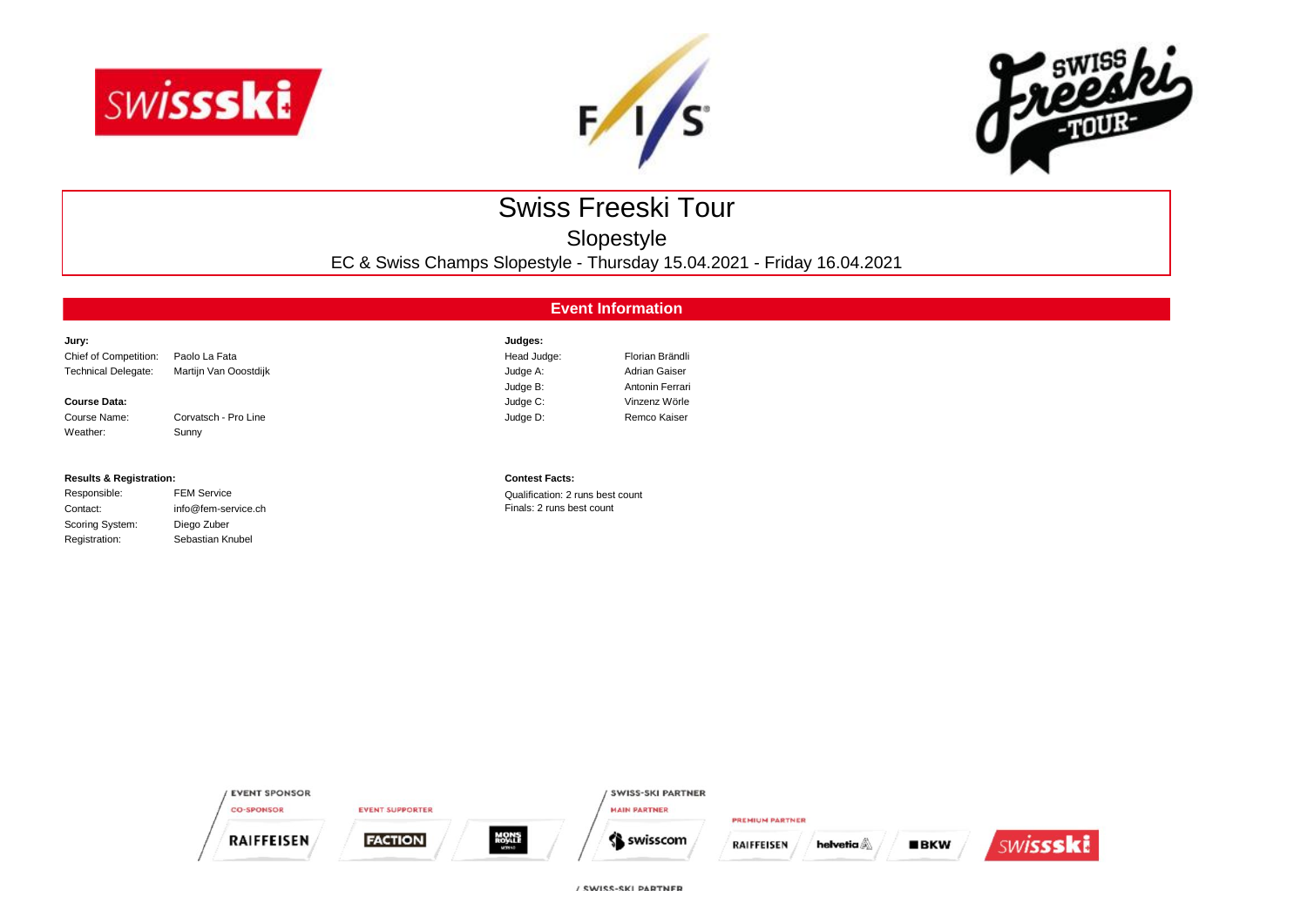# Swiss Freeski Tour

## Slopestyle

EC & Swiss Champs Slopestyle - Thursday 15.04.2021 - Friday 16.04.2021

## Event Information

**Jury:**

| | |
|---|---|
| Chief of Competition: | Paolo La Fata |
| Technical Delegate: | Martijn Van Ooostdijk |

**Course Data:**

| | |
|---|---|
| Course Name: | Corvatsch - Pro Line |
| Weather: | Sunny |

**Judges:**

| | |
|---|---|
| Head Judge: | Florian Brändli |
| Judge A: | Adrian Gaiser |
| Judge B: | Antonin Ferrari |
| Judge C: | Vinzenz Wörle |
| Judge D: | Remco Kaiser |

**Results & Registration:**

| | |
|---|---|
| Responsible: | FEM Service |
| Contact: | info@fem-service.ch |
| Scoring System: | Diego Zuber |
| Registration: | Sebastian Knubel |

**Contest Facts:**

Qualification: 2 runs best count
Finals: 2 runs best count

EVENT SPONSOR — CO-SPONSOR: RAIFFEISEN — EVENT SUPPORTER: FACTION, MONS ROYALE

SWISS-SKI PARTNER — MAIN PARTNER: swisscom — PREMIUM PARTNER: RAIFFEISEN, helvetia, BKW — swissski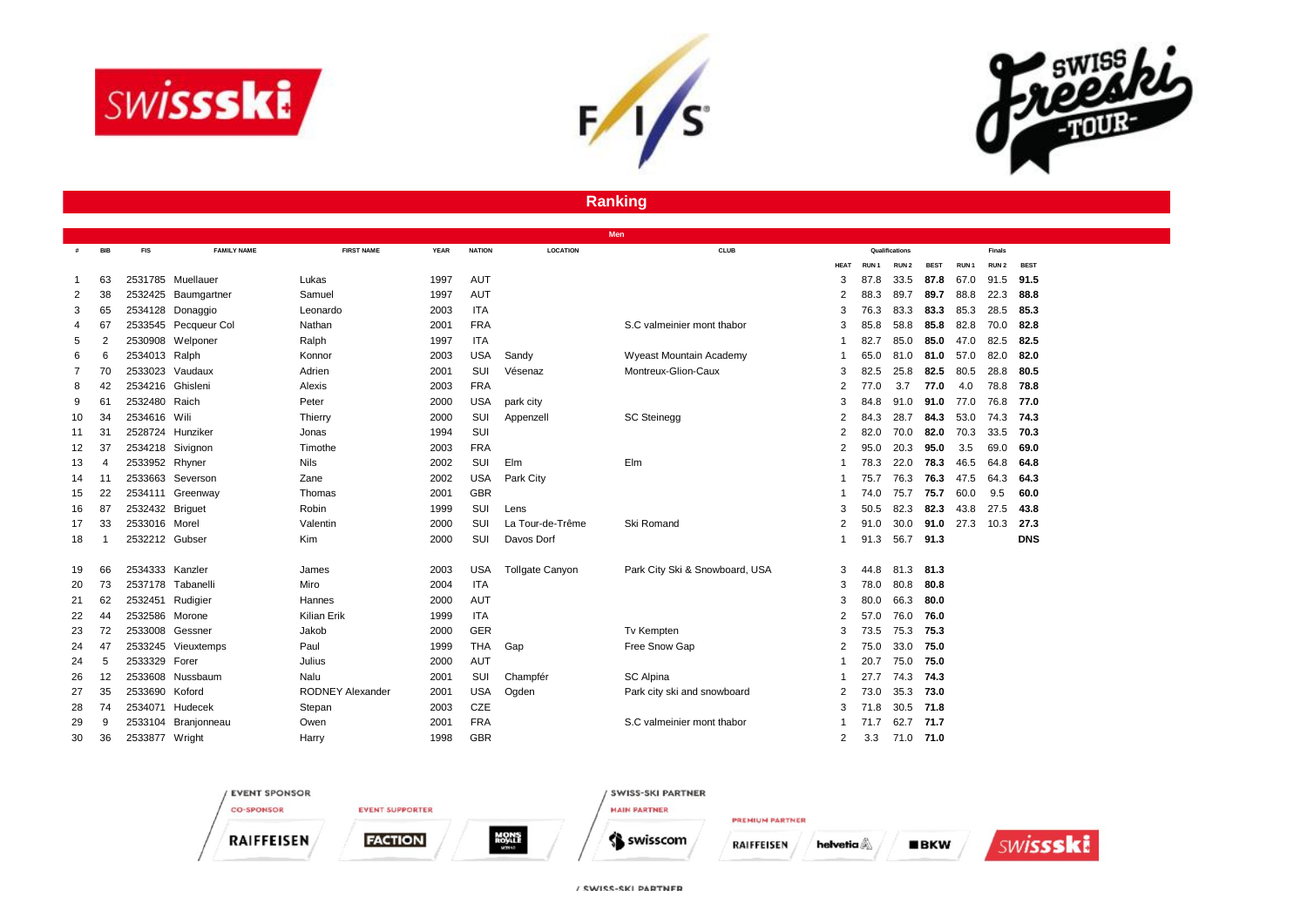## Ranking

### Men

| # | BIB | FIS | FAMILY NAME | FIRST NAME | YEAR | NATION | LOCATION | CLUB | Qualifications | | | | Finals | | |
|---|---|---|---|---|---|---|---|---|---|---|---|---|---|---|---|
| | | | | | | | | | HEAT | RUN 1 | RUN 2 | BEST | RUN 1 | RUN 2 | BEST |
| 1 | 63 | 2531785 | Muellauer | Lukas | 1997 | AUT | | | 3 | 87.8 | 33.5 | **87.8** | 67.0 | 91.5 | **91.5** |
| 2 | 38 | 2532425 | Baumgartner | Samuel | 1997 | AUT | | | 2 | 88.3 | 89.7 | **89.7** | 88.8 | 22.3 | **88.8** |
| 3 | 65 | 2534128 | Donaggio | Leonardo | 2003 | ITA | | | 3 | 76.3 | 83.3 | **83.3** | 85.3 | 28.5 | **85.3** |
| 4 | 67 | 2533545 | Pecqueur Col | Nathan | 2001 | FRA | | S.C valmeinier mont thabor | 3 | 85.8 | 58.8 | **85.8** | 82.8 | 70.0 | **82.8** |
| 5 | 2 | 2530908 | Welponer | Ralph | 1997 | ITA | | | 1 | 82.7 | 85.0 | **85.0** | 47.0 | 82.5 | **82.5** |
| 6 | 6 | 2534013 | Ralph | Konnor | 2003 | USA | Sandy | Wyeast Mountain Academy | 1 | 65.0 | 81.0 | **81.0** | 57.0 | 82.0 | **82.0** |
| 7 | 70 | 2533023 | Vaudaux | Adrien | 2001 | SUI | Vésenaz | Montreux-Glion-Caux | 3 | 82.5 | 25.8 | **82.5** | 80.5 | 28.8 | **80.5** |
| 8 | 42 | 2534216 | Ghisleni | Alexis | 2003 | FRA | | | 2 | 77.0 | 3.7 | **77.0** | 4.0 | 78.8 | **78.8** |
| 9 | 61 | 2532480 | Raich | Peter | 2000 | USA | park city | | 3 | 84.8 | 91.0 | **91.0** | 77.0 | 76.8 | **77.0** |
| 10 | 34 | 2534616 | Wili | Thierry | 2000 | SUI | Appenzell | SC Steinegg | 2 | 84.3 | 28.7 | **84.3** | 53.0 | 74.3 | **74.3** |
| 11 | 31 | 2528724 | Hunziker | Jonas | 1994 | SUI | | | 2 | 82.0 | 70.0 | **82.0** | 70.3 | 33.5 | **70.3** |
| 12 | 37 | 2534218 | Sivignon | Timothe | 2003 | FRA | | | 2 | 95.0 | 20.3 | **95.0** | 3.5 | 69.0 | **69.0** |
| 13 | 4 | 2533952 | Rhyner | Nils | 2002 | SUI | Elm | Elm | 1 | 78.3 | 22.0 | **78.3** | 46.5 | 64.8 | **64.8** |
| 14 | 11 | 2533663 | Severson | Zane | 2002 | USA | Park City | | 1 | 75.7 | 76.3 | **76.3** | 47.5 | 64.3 | **64.3** |
| 15 | 22 | 2534111 | Greenway | Thomas | 2001 | GBR | | | 1 | 74.0 | 75.7 | **75.7** | 60.0 | 9.5 | **60.0** |
| 16 | 87 | 2532432 | Briguet | Robin | 1999 | SUI | Lens | | 3 | 50.5 | 82.3 | **82.3** | 43.8 | 27.5 | **43.8** |
| 17 | 33 | 2533016 | Morel | Valentin | 2000 | SUI | La Tour-de-Trême | Ski Romand | 2 | 91.0 | 30.0 | **91.0** | 27.3 | 10.3 | **27.3** |
| 18 | 1 | 2532212 | Gubser | Kim | 2000 | SUI | Davos Dorf | | 1 | 91.3 | 56.7 | **91.3** | | | **DNS** |
| 19 | 66 | 2534333 | Kanzler | James | 2003 | USA | Tollgate Canyon | Park City Ski & Snowboard, USA | 3 | 44.8 | 81.3 | **81.3** | | | |
| 20 | 73 | 2537178 | Tabanelli | Miro | 2004 | ITA | | | 3 | 78.0 | 80.8 | **80.8** | | | |
| 21 | 62 | 2532451 | Rudigier | Hannes | 2000 | AUT | | | 3 | 80.0 | 66.3 | **80.0** | | | |
| 22 | 44 | 2532586 | Morone | Kilian Erik | 1999 | ITA | | | 2 | 57.0 | 76.0 | **76.0** | | | |
| 23 | 72 | 2533008 | Gessner | Jakob | 2000 | GER | | Tv Kempten | 3 | 73.5 | 75.3 | **75.3** | | | |
| 24 | 47 | 2533245 | Vieuxtemps | Paul | 1999 | THA | Gap | Free Snow Gap | 2 | 75.0 | 33.0 | **75.0** | | | |
| 24 | 5 | 2533329 | Forer | Julius | 2000 | AUT | | | 1 | 20.7 | 75.0 | **75.0** | | | |
| 26 | 12 | 2533608 | Nussbaum | Nalu | 2001 | SUI | Champfér | SC Alpina | 1 | 27.7 | 74.3 | **74.3** | | | |
| 27 | 35 | 2533690 | Koford | RODNEY Alexander | 2001 | USA | Ogden | Park city ski and snowboard | 2 | 73.0 | 35.3 | **73.0** | | | |
| 28 | 74 | 2534071 | Hudecek | Stepan | 2003 | CZE | | | 3 | 71.8 | 30.5 | **71.8** | | | |
| 29 | 9 | 2533104 | Branjonneau | Owen | 2001 | FRA | | S.C valmeinier mont thabor | 1 | 71.7 | 62.7 | **71.7** | | | |
| 30 | 36 | 2533877 | Wright | Harry | 1998 | GBR | | | 2 | 3.3 | 71.0 | **71.0** | | | |

EVENT SPONSOR
CO-SPONSOR RAIFFEISEN
EVENT SUPPORTER FACTION, MONS ROYALE
SWISS-SKI PARTNER
MAIN PARTNER swisscom
PREMIUM PARTNER RAIFFEISEN, helvetia, BKW, swissski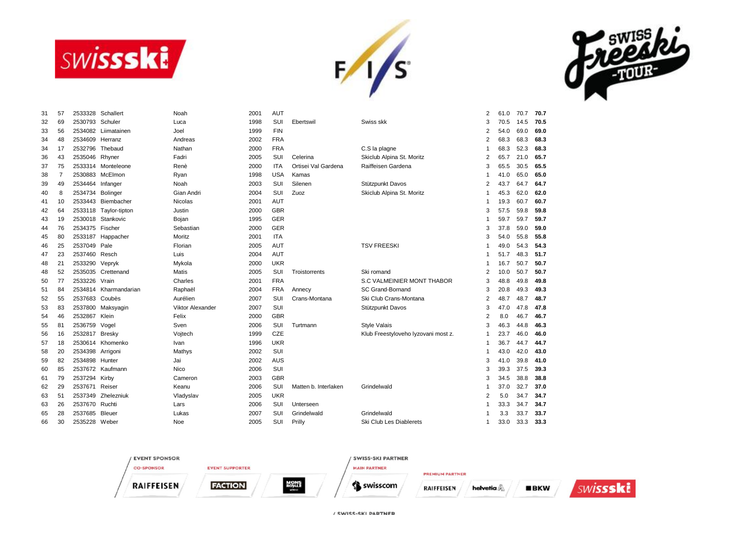| Rank | Bib | FIS Code | Name | Firstname | Year | Nation | Club | Ski Club | Run | Run 1 | Run 2 | Best |
|---|---|---|---|---|---|---|---|---|---|---|---|---|
| 31 | 57 | 2533328 | Schallert | Noah | 2001 | AUT | | | 2 | 61.0 | 70.7 | **70.7** |
| 32 | 69 | 2530793 | Schuler | Luca | 1998 | SUI | Ebertswil | Swiss skk | 3 | 70.5 | 14.5 | **70.5** |
| 33 | 56 | 2534082 | Liimatainen | Joel | 1999 | FIN | | | 2 | 54.0 | 69.0 | **69.0** |
| 34 | 48 | 2534609 | Herranz | Andreas | 2002 | FRA | | | 2 | 68.3 | 68.3 | **68.3** |
| 34 | 17 | 2532796 | Thebaud | Nathan | 2000 | FRA | | C.S la plagne | 1 | 68.3 | 52.3 | **68.3** |
| 36 | 43 | 2535046 | Rhyner | Fadri | 2005 | SUI | Celerina | Skiclub Alpina St. Moritz | 2 | 65.7 | 21.0 | **65.7** |
| 37 | 75 | 2533314 | Monteleone | Renè | 2000 | ITA | Ortisei Val Gardena | Raiffeisen Gardena | 3 | 65.5 | 30.5 | **65.5** |
| 38 | 7 | 2530883 | McElmon | Ryan | 1998 | USA | Kamas | | 1 | 41.0 | 65.0 | **65.0** |
| 39 | 49 | 2534464 | Infanger | Noah | 2003 | SUI | Silenen | Stützpunkt Davos | 2 | 43.7 | 64.7 | **64.7** |
| 40 | 8 | 2534734 | Bolinger | Gian Andri | 2004 | SUI | Zuoz | Skiclub Alpina St. Moritz | 1 | 45.3 | 62.0 | **62.0** |
| 41 | 10 | 2533443 | Biembacher | Nicolas | 2001 | AUT | | | 1 | 19.3 | 60.7 | **60.7** |
| 42 | 64 | 2533118 | Taylor-tipton | Justin | 2000 | GBR | | | 3 | 57.5 | 59.8 | **59.8** |
| 43 | 19 | 2530018 | Stankovic | Bojan | 1995 | GER | | | 1 | 59.7 | 59.7 | **59.7** |
| 44 | 76 | 2534375 | Fischer | Sebastian | 2000 | GER | | | 3 | 37.8 | 59.0 | **59.0** |
| 45 | 80 | 2533187 | Happacher | Moritz | 2001 | ITA | | | 3 | 54.0 | 55.8 | **55.8** |
| 46 | 25 | 2537049 | Pale | Florian | 2005 | AUT | | TSV FREESKI | 1 | 49.0 | 54.3 | **54.3** |
| 47 | 23 | 2537460 | Resch | Luis | 2004 | AUT | | | 1 | 51.7 | 48.3 | **51.7** |
| 48 | 21 | 2533290 | Vepryk | Mykola | 2000 | UKR | | | 1 | 16.7 | 50.7 | **50.7** |
| 48 | 52 | 2535035 | Crettenand | Matis | 2005 | SUI | Troistorrents | Ski romand | 2 | 10.0 | 50.7 | **50.7** |
| 50 | 77 | 2533226 | Vrain | Charles | 2001 | FRA | | S.C VALMEINIER MONT THABOR | 3 | 48.8 | 49.8 | **49.8** |
| 51 | 84 | 2534814 | Kharmandarian | Raphaël | 2004 | FRA | Annecy | SC Grand-Bornand | 3 | 20.8 | 49.3 | **49.3** |
| 52 | 55 | 2537683 | Coubès | Aurélien | 2007 | SUI | Crans-Montana | Ski Club Crans-Montana | 2 | 48.7 | 48.7 | **48.7** |
| 53 | 83 | 2537800 | Maksyagin | Viktor Alexander | 2007 | SUI | | Stützpunkt Davos | 3 | 47.0 | 47.8 | **47.8** |
| 54 | 46 | 2532867 | Klein | Felix | 2000 | GBR | | | 2 | 8.0 | 46.7 | **46.7** |
| 55 | 81 | 2536759 | Vogel | Sven | 2006 | SUI | Turtmann | Style Valais | 3 | 46.3 | 44.8 | **46.3** |
| 56 | 16 | 2532817 | Bresky | Vojtech | 1999 | CZE | | Klub Freestyloveho lyzovani most z. | 1 | 23.7 | 46.0 | **46.0** |
| 57 | 18 | 2530614 | Khomenko | Ivan | 1996 | UKR | | | 1 | 36.7 | 44.7 | **44.7** |
| 58 | 20 | 2534398 | Arrigoni | Mathys | 2002 | SUI | | | 1 | 43.0 | 42.0 | **43.0** |
| 59 | 82 | 2534898 | Hunter | Jai | 2002 | AUS | | | 3 | 41.0 | 39.8 | **41.0** |
| 60 | 85 | 2537672 | Kaufmann | Nico | 2006 | SUI | | | 3 | 39.3 | 37.5 | **39.3** |
| 61 | 79 | 2537294 | Kirby | Cameron | 2003 | GBR | | | 3 | 34.5 | 38.8 | **38.8** |
| 62 | 29 | 2537671 | Reiser | Keanu | 2006 | SUI | Matten b. Interlaken | Grindelwald | 1 | 37.0 | 32.7 | **37.0** |
| 63 | 51 | 2537349 | Zhelezniuk | Vladyslav | 2005 | UKR | | | 2 | 5.0 | 34.7 | **34.7** |
| 63 | 26 | 2537670 | Ruchti | Lars | 2006 | SUI | Unterseen | | 1 | 33.3 | 34.7 | **34.7** |
| 65 | 28 | 2537685 | Bleuer | Lukas | 2007 | SUI | Grindelwald | Grindelwald | 1 | 3.3 | 33.7 | **33.7** |
| 66 | 30 | 2535228 | Weber | Noe | 2005 | SUI | Prilly | Ski Club Les Diablerets | 1 | 33.0 | 33.3 | **33.3** |

EVENT SPONSOR — CO-SPONSOR: RAIFFEISEN — EVENT SUPPORTER: FACTION, MONS ROYALE

SWISS-SKI PARTNER — MAIN PARTNER: swisscom — PREMIUM PARTNER: RAIFFEISEN, helvetia, BKW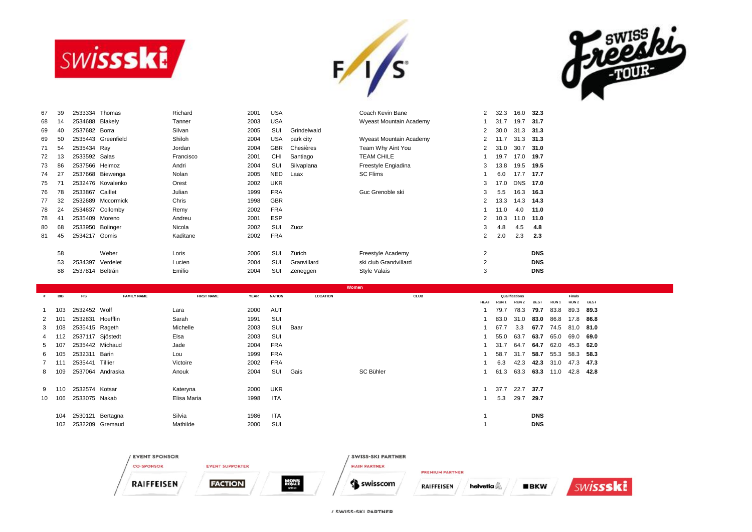| # | BIB | FIS | FAMILY NAME | FIRST NAME | YEAR | NATION | LOCATION | CLUB | HEAT | Qualifications RUN 1 | RUN 2 | BEST | Finals RUN 1 | RUN 2 | BEST |
|---|---|---|---|---|---|---|---|---|---|---|---|---|---|---|---|
| 67 | 39 | 2533334 | Thomas | Richard | 2001 | USA | | Coach Kevin Bane | 2 | 32.3 | 16.0 | **32.3** | | | |
| 68 | 14 | 2534688 | Blakely | Tanner | 2003 | USA | | Wyeast Mountain Academy | 1 | 31.7 | 19.7 | **31.7** | | | |
| 69 | 40 | 2537682 | Borra | Silvan | 2005 | SUI | Grindelwald | | 2 | 30.0 | 31.3 | **31.3** | | | |
| 69 | 50 | 2535443 | Greenfield | Shiloh | 2004 | USA | park city | Wyeast Mountain Academy | 2 | 11.7 | 31.3 | **31.3** | | | |
| 71 | 54 | 2535434 | Ray | Jordan | 2004 | GBR | Chesières | Team Why Aint You | 2 | 31.0 | 30.7 | **31.0** | | | |
| 72 | 13 | 2533592 | Salas | Francisco | 2001 | CHI | Santiago | TEAM CHILE | 1 | 19.7 | 17.0 | **19.7** | | | |
| 73 | 86 | 2537566 | Heimoz | Andri | 2004 | SUI | Silvaplana | Freestyle Engiadina | 3 | 13.8 | 19.5 | **19.5** | | | |
| 74 | 27 | 2537668 | Biewenga | Nolan | 2005 | NED | Laax | SC Flims | 1 | 6.0 | 17.7 | **17.7** | | | |
| 75 | 71 | 2532476 | Kovalenko | Orest | 2002 | UKR | | | 3 | 17.0 | DNS | **17.0** | | | |
| 76 | 78 | 2533867 | Caillet | Julian | 1999 | FRA | | Guc Grenoble ski | 3 | 5.5 | 16.3 | **16.3** | | | |
| 77 | 32 | 2532689 | Mccormick | Chris | 1998 | GBR | | | 2 | 13.3 | 14.3 | **14.3** | | | |
| 78 | 24 | 2534637 | Collomby | Remy | 2002 | FRA | | | 1 | 11.0 | 4.0 | **11.0** | | | |
| 78 | 41 | 2535409 | Moreno | Andreu | 2001 | ESP | | | 2 | 10.3 | 11.0 | **11.0** | | | |
| 80 | 68 | 2533950 | Bolinger | Nicola | 2002 | SUI | Zuoz | | 3 | 4.8 | 4.5 | **4.8** | | | |
| 81 | 45 | 2534217 | Gomis | Kaditane | 2002 | FRA | | | 2 | 2.0 | 2.3 | **2.3** | | | |
| | 58 | | Weber | Loris | 2006 | SUI | Zürich | Freestyle Academy | 2 | | | **DNS** | | | |
| | 53 | 2534397 | Verdelet | Lucien | 2004 | SUI | Granvillard | ski club Grandvillard | 2 | | | **DNS** | | | |
| | 88 | 2537814 | Beltrán | Emilio | 2004 | SUI | Zeneggen | Style Valais | 3 | | | **DNS** | | | |

## Women

| # | BIB | FIS | FAMILY NAME | FIRST NAME | YEAR | NATION | LOCATION | CLUB | HEAT | Qualifications RUN 1 | RUN 2 | BEST | Finals RUN 1 | RUN 2 | BEST |
|---|---|---|---|---|---|---|---|---|---|---|---|---|---|---|---|
| 1 | 103 | 2532452 | Wolf | Lara | 2000 | AUT | | | 1 | 79.7 | 78.3 | **79.7** | 83.8 | 89.3 | **89.3** |
| 2 | 101 | 2532831 | Hoefflin | Sarah | 1991 | SUI | | | 1 | 83.0 | 31.0 | **83.0** | 86.8 | 17.8 | **86.8** |
| 3 | 108 | 2535415 | Rageth | Michelle | 2003 | SUI | Baar | | 1 | 67.7 | 3.3 | **67.7** | 74.5 | 81.0 | **81.0** |
| 4 | 112 | 2537117 | Sjöstedt | Elsa | 2003 | SUI | | | 1 | 55.0 | 63.7 | **63.7** | 65.0 | 69.0 | **69.0** |
| 5 | 107 | 2535442 | Michaud | Jade | 2004 | FRA | | | 1 | 31.7 | 64.7 | **64.7** | 62.0 | 45.3 | **62.0** |
| 6 | 105 | 2532311 | Barin | Lou | 1999 | FRA | | | 1 | 58.7 | 31.7 | **58.7** | 55.3 | 58.3 | **58.3** |
| 7 | 111 | 2535441 | Tillier | Victoire | 2002 | FRA | | | 1 | 6.3 | 42.3 | **42.3** | 31.0 | 47.3 | **47.3** |
| 8 | 109 | 2537064 | Andraska | Anouk | 2004 | SUI | Gais | SC Bühler | 1 | 61.3 | 63.3 | **63.3** | 11.0 | 42.8 | **42.8** |
| 9 | 110 | 2532574 | Kotsar | Kateryna | 2000 | UKR | | | 1 | 37.7 | 22.7 | **37.7** | | | |
| 10 | 106 | 2533075 | Nakab | Elisa Maria | 1998 | ITA | | | 1 | 5.3 | 29.7 | **29.7** | | | |
| | 104 | 2530121 | Bertagna | Silvia | 1986 | ITA | | | 1 | | | **DNS** | | | |
| | 102 | 2532209 | Gremaud | Mathilde | 2000 | SUI | | | 1 | | | **DNS** | | | |

EVENT SPONSOR
CO-SPONSOR: RAIFFEISEN
EVENT SUPPORTER: FACTION, MONS ROYALE

SWISS-SKI PARTNER
MAIN PARTNER: swisscom
PREMIUM PARTNER: RAIFFEISEN, helvetia, BKW
swissski